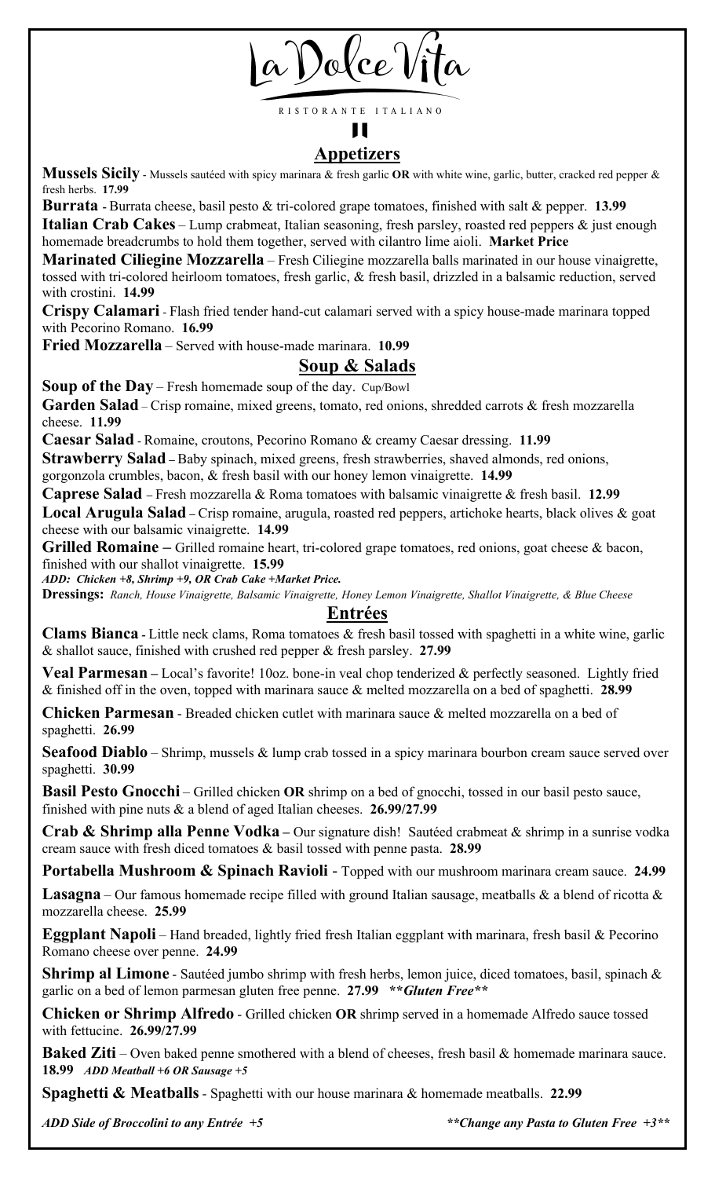# La Dolce Vita

RISTORANTE ITALIANO

## Appetizers

**Mussels Sicily** - Mussels sautéed with spicy marinara & fresh garlic **OR** with white wine, garlic, butter, cracked red pepper & fresh herbs. **17.99**

**Burrata** - Burrata cheese, basil pesto & tri-colored grape tomatoes, finished with salt & pepper. **13.99**

**Italian Crab Cakes** – Lump crabmeat, Italian seasoning, fresh parsley, roasted red peppers & just enough homemade breadcrumbs to hold them together, served with cilantro lime aioli. **Market Price**

**Marinated Ciliegine Mozzarella** – Fresh Ciliegine mozzarella balls marinated in our house vinaigrette, tossed with tri-colored heirloom tomatoes, fresh garlic, & fresh basil, drizzled in a balsamic reduction, served with crostini. **14.99**

**Crispy Calamari** - Flash fried tender hand-cut calamari served with a spicy house-made marinara topped with Pecorino Romano. **16.99**

**Fried Mozzarella** – Served with house-made marinara. **10.99**

## Soup & Salads

**Soup of the Day** – Fresh homemade soup of the day. Cup/Bowl

**Garden Salad** – Crisp romaine, mixed greens, tomato, red onions, shredded carrots & fresh mozzarella cheese. **11.99**

**Caesar Salad** - Romaine, croutons, Pecorino Romano & creamy Caesar dressing. **11.99**

**Strawberry Salad** – Baby spinach, mixed greens, fresh strawberries, shaved almonds, red onions, gorgonzola crumbles, bacon, & fresh basil with our honey lemon vinaigrette. **14.99**

**Caprese Salad** – Fresh mozzarella & Roma tomatoes with balsamic vinaigrette & fresh basil. **12.99**

**Local Arugula Salad** – Crisp romaine, arugula, roasted red peppers, artichoke hearts, black olives & goat cheese with our balsamic vinaigrette. **14.99**

**Grilled Romaine** – Grilled romaine heart, tri-colored grape tomatoes, red onions, goat cheese & bacon, finished with our shallot vinaigrette. **15.99**

***ADD: Chicken +8, Shrimp +9, OR Crab Cake +Market Price.***

**Dressings:** *Ranch, House Vinaigrette, Balsamic Vinaigrette, Honey Lemon Vinaigrette, Shallot Vinaigrette, & Blue Cheese*

## Entrées

**Clams Bianca** - Little neck clams, Roma tomatoes & fresh basil tossed with spaghetti in a white wine, garlic & shallot sauce, finished with crushed red pepper & fresh parsley. **27.99**

**Veal Parmesan** – Local's favorite! 10oz. bone-in veal chop tenderized & perfectly seasoned. Lightly fried & finished off in the oven, topped with marinara sauce & melted mozzarella on a bed of spaghetti. **28.99**

**Chicken Parmesan** - Breaded chicken cutlet with marinara sauce & melted mozzarella on a bed of spaghetti. **26.99**

**Seafood Diablo** – Shrimp, mussels & lump crab tossed in a spicy marinara bourbon cream sauce served over spaghetti. **30.99**

**Basil Pesto Gnocchi** – Grilled chicken **OR** shrimp on a bed of gnocchi, tossed in our basil pesto sauce, finished with pine nuts & a blend of aged Italian cheeses. **26.99/27.99**

**Crab & Shrimp alla Penne Vodka** – Our signature dish! Sautéed crabmeat & shrimp in a sunrise vodka cream sauce with fresh diced tomatoes & basil tossed with penne pasta. **28.99**

**Portabella Mushroom & Spinach Ravioli** - Topped with our mushroom marinara cream sauce. **24.99**

**Lasagna** – Our famous homemade recipe filled with ground Italian sausage, meatballs & a blend of ricotta & mozzarella cheese. **25.99**

**Eggplant Napoli** – Hand breaded, lightly fried fresh Italian eggplant with marinara, fresh basil & Pecorino Romano cheese over penne. **24.99**

**Shrimp al Limone** - Sautéed jumbo shrimp with fresh herbs, lemon juice, diced tomatoes, basil, spinach & garlic on a bed of lemon parmesan gluten free penne. **27.99** ***\*\*Gluten Free\*\****

**Chicken or Shrimp Alfredo** - Grilled chicken **OR** shrimp served in a homemade Alfredo sauce tossed with fettucine. **26.99/27.99**

**Baked Ziti** – Oven baked penne smothered with a blend of cheeses, fresh basil & homemade marinara sauce. **18.99** *ADD Meatball +6 OR Sausage +5*

**Spaghetti & Meatballs** - Spaghetti with our house marinara & homemade meatballs. **22.99**

***ADD Side of Broccolini to any Entrée +5***

***\*\*Change any Pasta to Gluten Free +3\*\****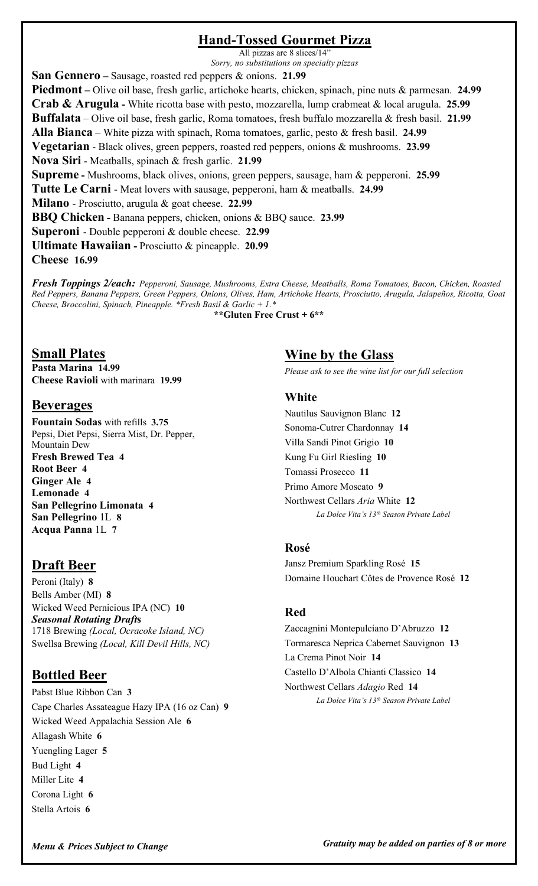## Hand-Tossed Gourmet Pizza

All pizzas are 8 slices/14"
*Sorry, no substitutions on specialty pizzas*

**San Gennero –** Sausage, roasted red peppers & onions. **21.99**
**Piedmont –** Olive oil base, fresh garlic, artichoke hearts, chicken, spinach, pine nuts & parmesan. **24.99**
**Crab & Arugula -** White ricotta base with pesto, mozzarella, lump crabmeat & local arugula. **25.99**
**Buffalata** – Olive oil base, fresh garlic, Roma tomatoes, fresh buffalo mozzarella & fresh basil. **21.99**
**Alla Bianca** – White pizza with spinach, Roma tomatoes, garlic, pesto & fresh basil. **24.99**
**Vegetarian** - Black olives, green peppers, roasted red peppers, onions & mushrooms. **23.99**
**Nova Siri** - Meatballs, spinach & fresh garlic. **21.99**
**Supreme -** Mushrooms, black olives, onions, green peppers, sausage, ham & pepperoni. **25.99**
**Tutte Le Carni** - Meat lovers with sausage, pepperoni, ham & meatballs. **24.99**
**Milano** - Prosciutto, arugula & goat cheese. **22.99**
**BBQ Chicken -** Banana peppers, chicken, onions & BBQ sauce. **23.99**
**Superoni** - Double pepperoni & double cheese. **22.99**
**Ultimate Hawaiian -** Prosciutto & pineapple. **20.99**
**Cheese 16.99**

***Fresh Toppings 2/each:*** *Pepperoni, Sausage, Mushrooms, Extra Cheese, Meatballs, Roma Tomatoes, Bacon, Chicken, Roasted Red Peppers, Banana Peppers, Green Peppers, Onions, Olives, Ham, Artichoke Hearts, Prosciutto, Arugula, Jalapeños, Ricotta, Goat Cheese, Broccolini, Spinach, Pineapple. *Fresh Basil & Garlic + 1.**

**\*\*Gluten Free Crust + 6\*\***

## Small Plates

**Pasta Marina 14.99**
**Cheese Ravioli** with marinara **19.99**

## Beverages

**Fountain Sodas** with refills **3.75**
Pepsi, Diet Pepsi, Sierra Mist, Dr. Pepper, Mountain Dew
**Fresh Brewed Tea 4**
**Root Beer 4**
**Ginger Ale 4**
**Lemonade 4**
**San Pellegrino Limonata 4**
**San Pellegrino** 1L **8**
**Acqua Panna** 1L **7**

## Draft Beer

Peroni (Italy) **8**
Bells Amber (MI) **8**
Wicked Weed Pernicious IPA (NC) **10**
***Seasonal Rotating Drafts***
1718 Brewing *(Local, Ocracoke Island, NC)*
Swellsa Brewing *(Local, Kill Devil Hills, NC)*

## Bottled Beer

Pabst Blue Ribbon Can **3**
Cape Charles Assateague Hazy IPA (16 oz Can) **9**
Wicked Weed Appalachia Session Ale **6**
Allagash White **6**
Yuengling Lager **5**
Bud Light **4**
Miller Lite **4**
Corona Light **6**
Stella Artois **6**

## Wine by the Glass

*Please ask to see the wine list for our full selection*

### White

Nautilus Sauvignon Blanc **12**
Sonoma-Cutrer Chardonnay **14**
Villa Sandi Pinot Grigio **10**
Kung Fu Girl Riesling **10**
Tomassi Prosecco **11**
Primo Amore Moscato **9**
Northwest Cellars *Aria* White **12**
*La Dolce Vita's 13th Season Private Label*

### Rosé

Jansz Premium Sparkling Rosé **15**
Domaine Houchart Côtes de Provence Rosé **12**

### Red

Zaccagnini Montepulciano D'Abruzzo **12**
Tormaresca Neprica Cabernet Sauvignon **13**
La Crema Pinot Noir **14**
Castello D'Albola Chianti Classico **14**
Northwest Cellars *Adagio* Red **14**
*La Dolce Vita's 13th Season Private Label*

***Menu & Prices Subject to Change***

***Gratuity may be added on parties of 8 or more***